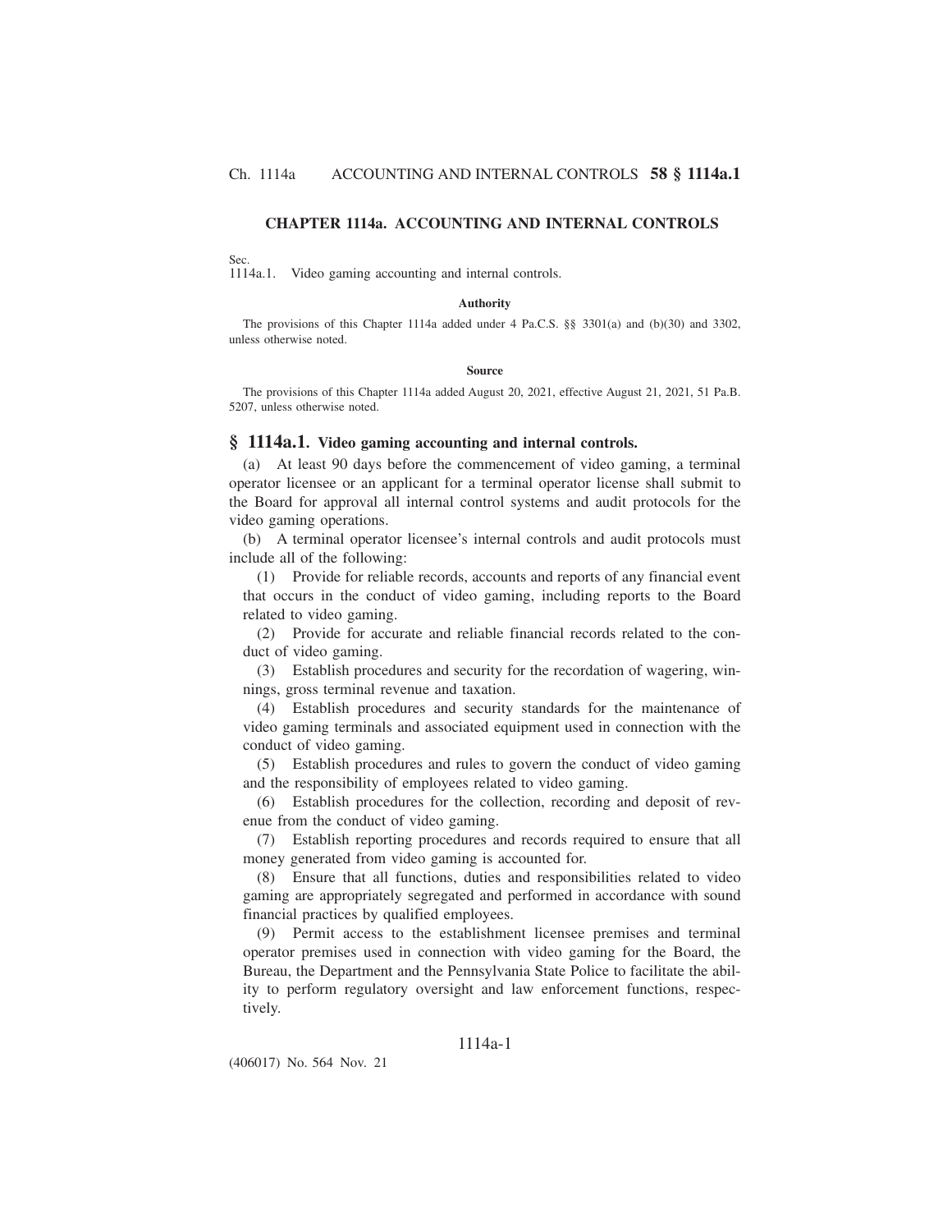# CHAPTER 1114a. ACCOUNTING AND INTERNAL CONTROLS

Sec.
1114a.1. Video gaming accounting and internal controls.

**Authority**

The provisions of this Chapter 1114a added under 4 Pa.C.S. §§ 3301(a) and (b)(30) and 3302, unless otherwise noted.

**Source**

The provisions of this Chapter 1114a added August 20, 2021, effective August 21, 2021, 51 Pa.B. 5207, unless otherwise noted.

## § 1114a.1. Video gaming accounting and internal controls.

(a) At least 90 days before the commencement of video gaming, a terminal operator licensee or an applicant for a terminal operator license shall submit to the Board for approval all internal control systems and audit protocols for the video gaming operations.

(b) A terminal operator licensee's internal controls and audit protocols must include all of the following:

(1) Provide for reliable records, accounts and reports of any financial event that occurs in the conduct of video gaming, including reports to the Board related to video gaming.

(2) Provide for accurate and reliable financial records related to the conduct of video gaming.

(3) Establish procedures and security for the recordation of wagering, winnings, gross terminal revenue and taxation.

(4) Establish procedures and security standards for the maintenance of video gaming terminals and associated equipment used in connection with the conduct of video gaming.

(5) Establish procedures and rules to govern the conduct of video gaming and the responsibility of employees related to video gaming.

(6) Establish procedures for the collection, recording and deposit of revenue from the conduct of video gaming.

(7) Establish reporting procedures and records required to ensure that all money generated from video gaming is accounted for.

(8) Ensure that all functions, duties and responsibilities related to video gaming are appropriately segregated and performed in accordance with sound financial practices by qualified employees.

(9) Permit access to the establishment licensee premises and terminal operator premises used in connection with video gaming for the Board, the Bureau, the Department and the Pennsylvania State Police to facilitate the ability to perform regulatory oversight and law enforcement functions, respectively.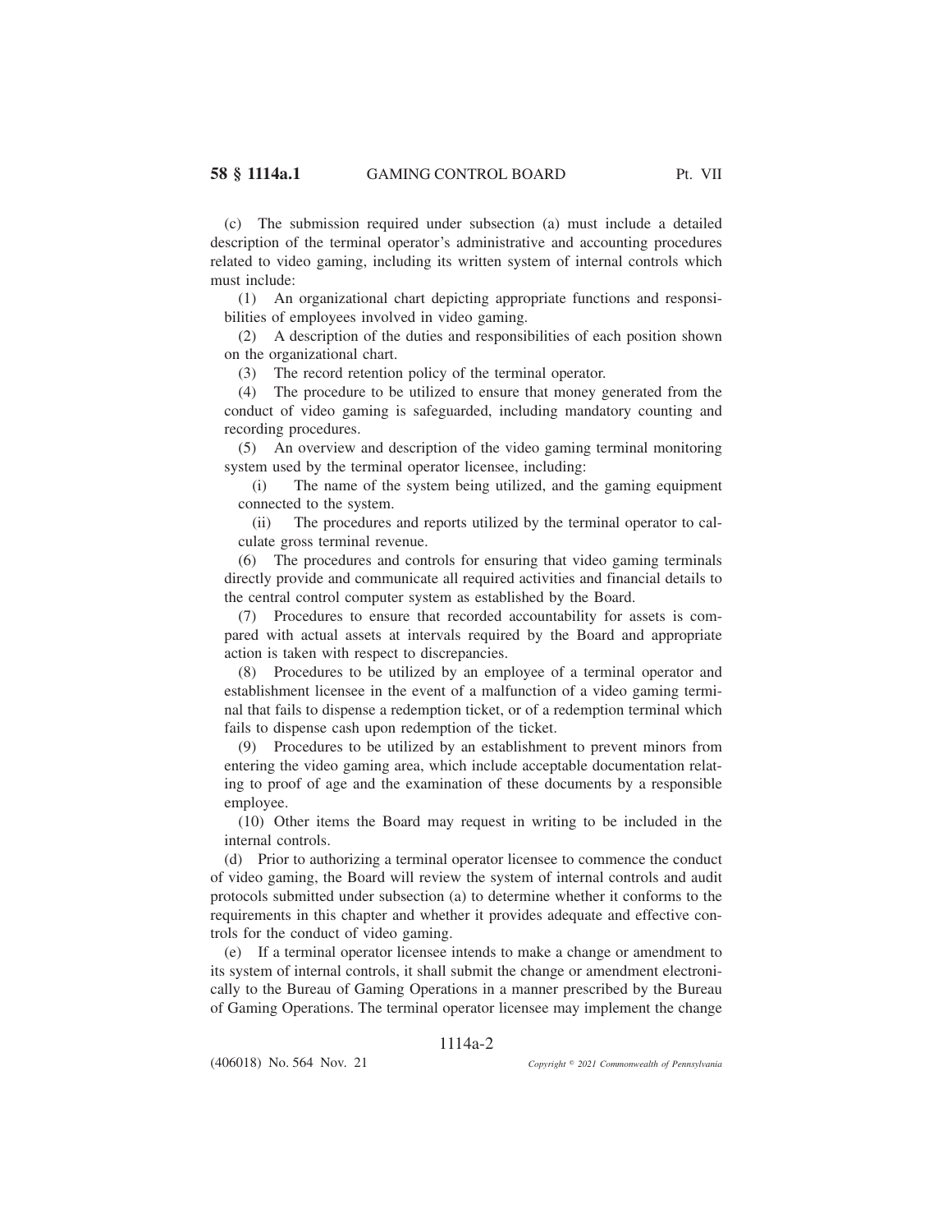(c) The submission required under subsection (a) must include a detailed description of the terminal operator's administrative and accounting procedures related to video gaming, including its written system of internal controls which must include:

(1) An organizational chart depicting appropriate functions and responsibilities of employees involved in video gaming.

(2) A description of the duties and responsibilities of each position shown on the organizational chart.

(3) The record retention policy of the terminal operator.

(4) The procedure to be utilized to ensure that money generated from the conduct of video gaming is safeguarded, including mandatory counting and recording procedures.

(5) An overview and description of the video gaming terminal monitoring system used by the terminal operator licensee, including:

(i) The name of the system being utilized, and the gaming equipment connected to the system.

(ii) The procedures and reports utilized by the terminal operator to calculate gross terminal revenue.

(6) The procedures and controls for ensuring that video gaming terminals directly provide and communicate all required activities and financial details to the central control computer system as established by the Board.

(7) Procedures to ensure that recorded accountability for assets is compared with actual assets at intervals required by the Board and appropriate action is taken with respect to discrepancies.

(8) Procedures to be utilized by an employee of a terminal operator and establishment licensee in the event of a malfunction of a video gaming terminal that fails to dispense a redemption ticket, or of a redemption terminal which fails to dispense cash upon redemption of the ticket.

(9) Procedures to be utilized by an establishment to prevent minors from entering the video gaming area, which include acceptable documentation relating to proof of age and the examination of these documents by a responsible employee.

(10) Other items the Board may request in writing to be included in the internal controls.

(d) Prior to authorizing a terminal operator licensee to commence the conduct of video gaming, the Board will review the system of internal controls and audit protocols submitted under subsection (a) to determine whether it conforms to the requirements in this chapter and whether it provides adequate and effective controls for the conduct of video gaming.

(e) If a terminal operator licensee intends to make a change or amendment to its system of internal controls, it shall submit the change or amendment electronically to the Bureau of Gaming Operations in a manner prescribed by the Bureau of Gaming Operations. The terminal operator licensee may implement the change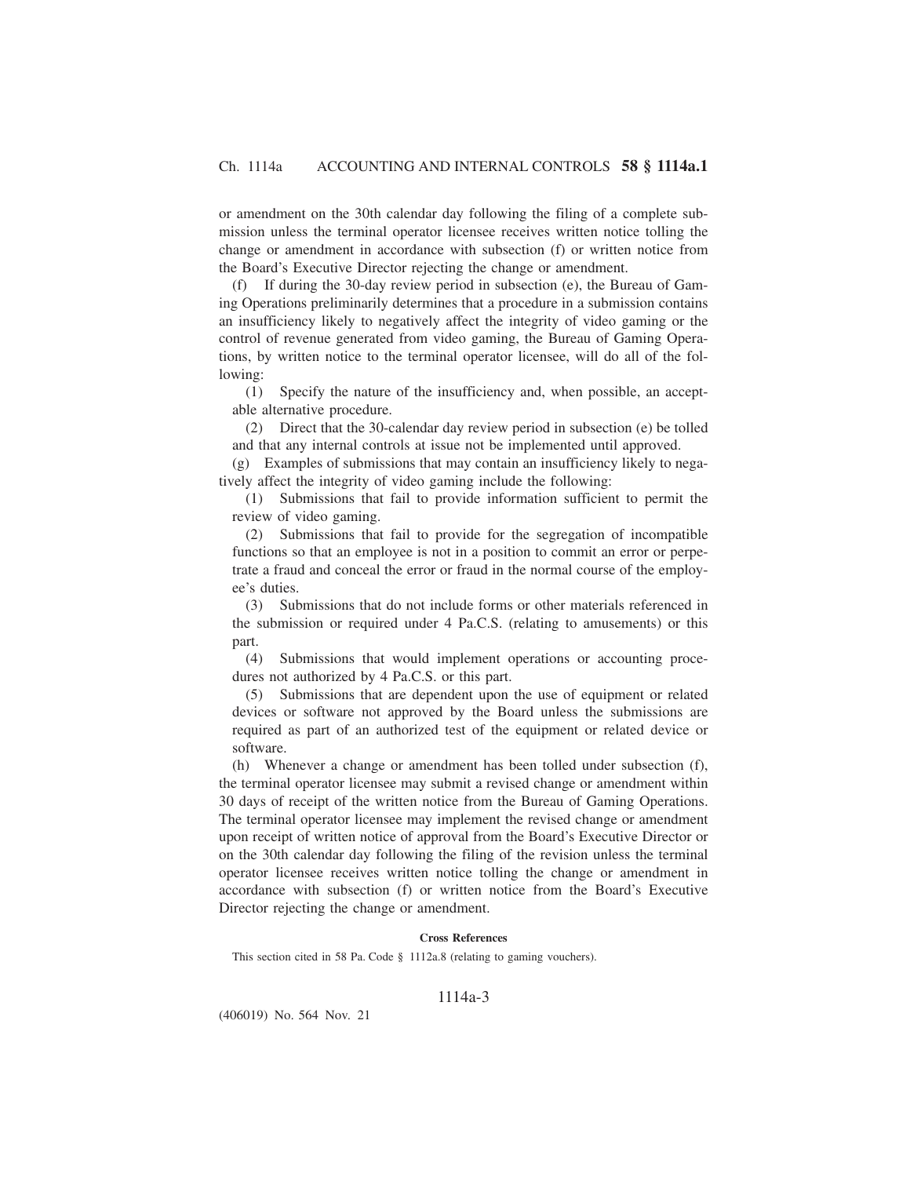or amendment on the 30th calendar day following the filing of a complete submission unless the terminal operator licensee receives written notice tolling the change or amendment in accordance with subsection (f) or written notice from the Board's Executive Director rejecting the change or amendment.

(f) If during the 30-day review period in subsection (e), the Bureau of Gaming Operations preliminarily determines that a procedure in a submission contains an insufficiency likely to negatively affect the integrity of video gaming or the control of revenue generated from video gaming, the Bureau of Gaming Operations, by written notice to the terminal operator licensee, will do all of the following:

(1) Specify the nature of the insufficiency and, when possible, an acceptable alternative procedure.

(2) Direct that the 30-calendar day review period in subsection (e) be tolled and that any internal controls at issue not be implemented until approved.

(g) Examples of submissions that may contain an insufficiency likely to negatively affect the integrity of video gaming include the following:

(1) Submissions that fail to provide information sufficient to permit the review of video gaming.

(2) Submissions that fail to provide for the segregation of incompatible functions so that an employee is not in a position to commit an error or perpetrate a fraud and conceal the error or fraud in the normal course of the employee's duties.

(3) Submissions that do not include forms or other materials referenced in the submission or required under 4 Pa.C.S. (relating to amusements) or this part.

(4) Submissions that would implement operations or accounting procedures not authorized by 4 Pa.C.S. or this part.

(5) Submissions that are dependent upon the use of equipment or related devices or software not approved by the Board unless the submissions are required as part of an authorized test of the equipment or related device or software.

(h) Whenever a change or amendment has been tolled under subsection (f), the terminal operator licensee may submit a revised change or amendment within 30 days of receipt of the written notice from the Bureau of Gaming Operations. The terminal operator licensee may implement the revised change or amendment upon receipt of written notice of approval from the Board's Executive Director or on the 30th calendar day following the filing of the revision unless the terminal operator licensee receives written notice tolling the change or amendment in accordance with subsection (f) or written notice from the Board's Executive Director rejecting the change or amendment.

**Cross References**

This section cited in 58 Pa. Code § 1112a.8 (relating to gaming vouchers).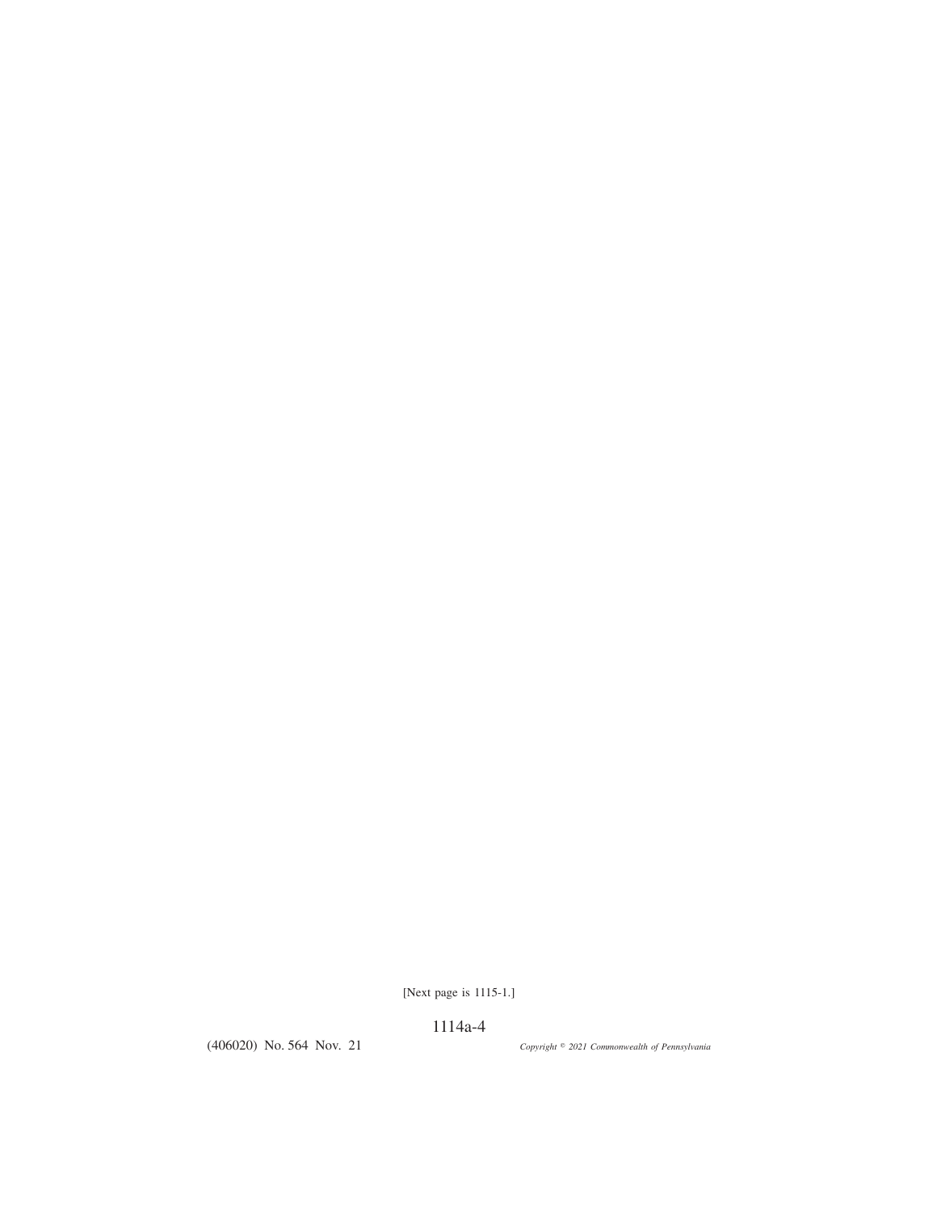[Next page is 1115-1.]